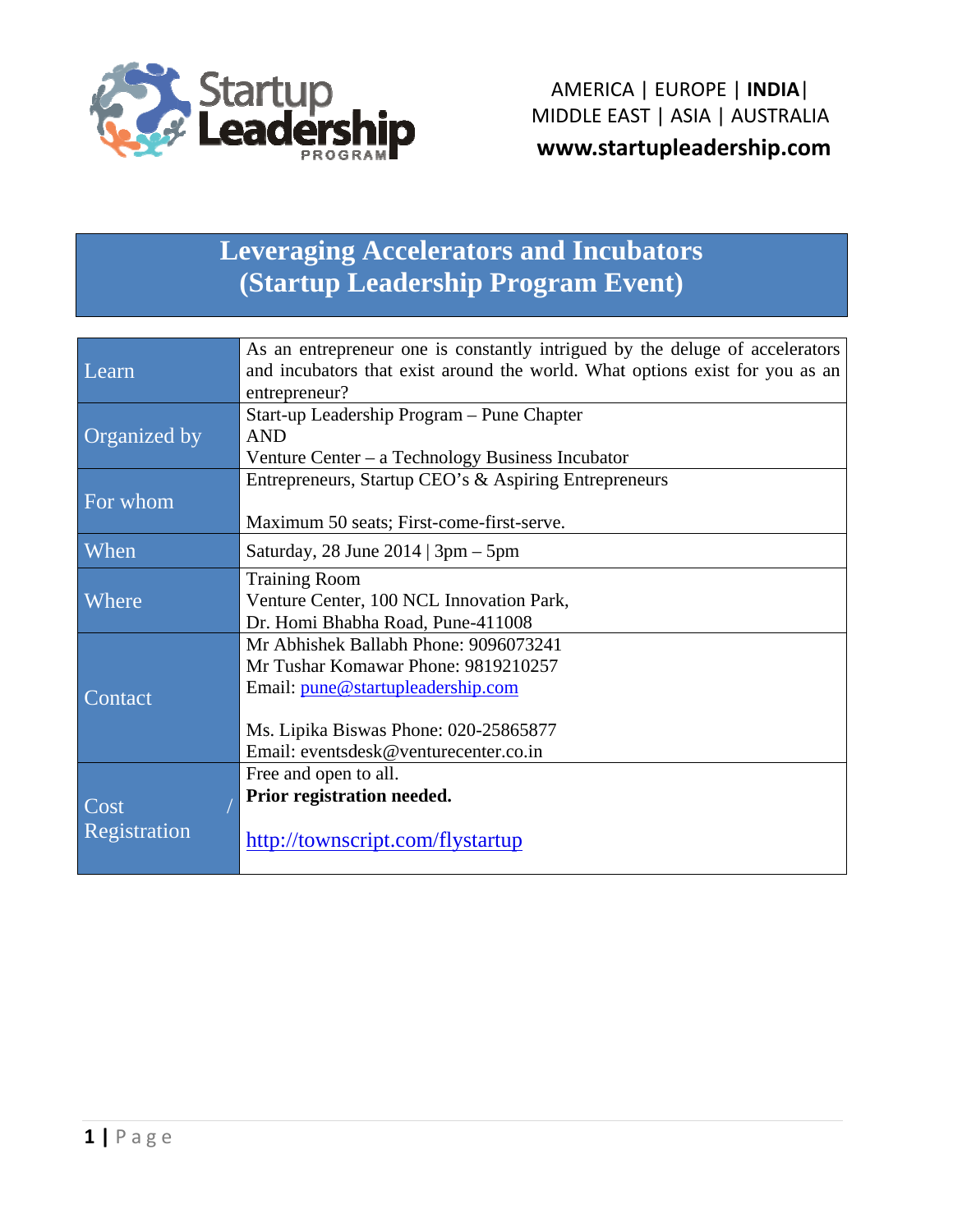AMERICA | EUROPE | **INDIA** |
MIDDLE EAST | ASIA | AUSTRALIA
**www.startupleadership.com**

# Leveraging Accelerators and Incubators (Startup Leadership Program Event)

| | |
|---|---|
| Learn | As an entrepreneur one is constantly intrigued by the deluge of accelerators and incubators that exist around the world. What options exist for you as an entrepreneur? |
| Organized by | Start-up Leadership Program – Pune Chapter<br>AND<br>Venture Center – a Technology Business Incubator |
| For whom | Entrepreneurs, Startup CEO's & Aspiring Entrepreneurs<br><br>Maximum 50 seats; First-come-first-serve. |
| When | Saturday, 28 June 2014 \| 3pm – 5pm |
| Where | Training Room<br>Venture Center, 100 NCL Innovation Park,<br>Dr. Homi Bhabha Road, Pune-411008 |
| Contact | Mr Abhishek Ballabh Phone: 9096073241<br>Mr Tushar Komawar Phone: 9819210257<br>Email: pune@startupleadership.com<br><br>Ms. Lipika Biswas Phone: 020-25865877<br>Email: eventsdesk@venturecenter.co.in |
| Cost / Registration | Free and open to all.<br>**Prior registration needed.**<br><br>http://townscript.com/flystartup |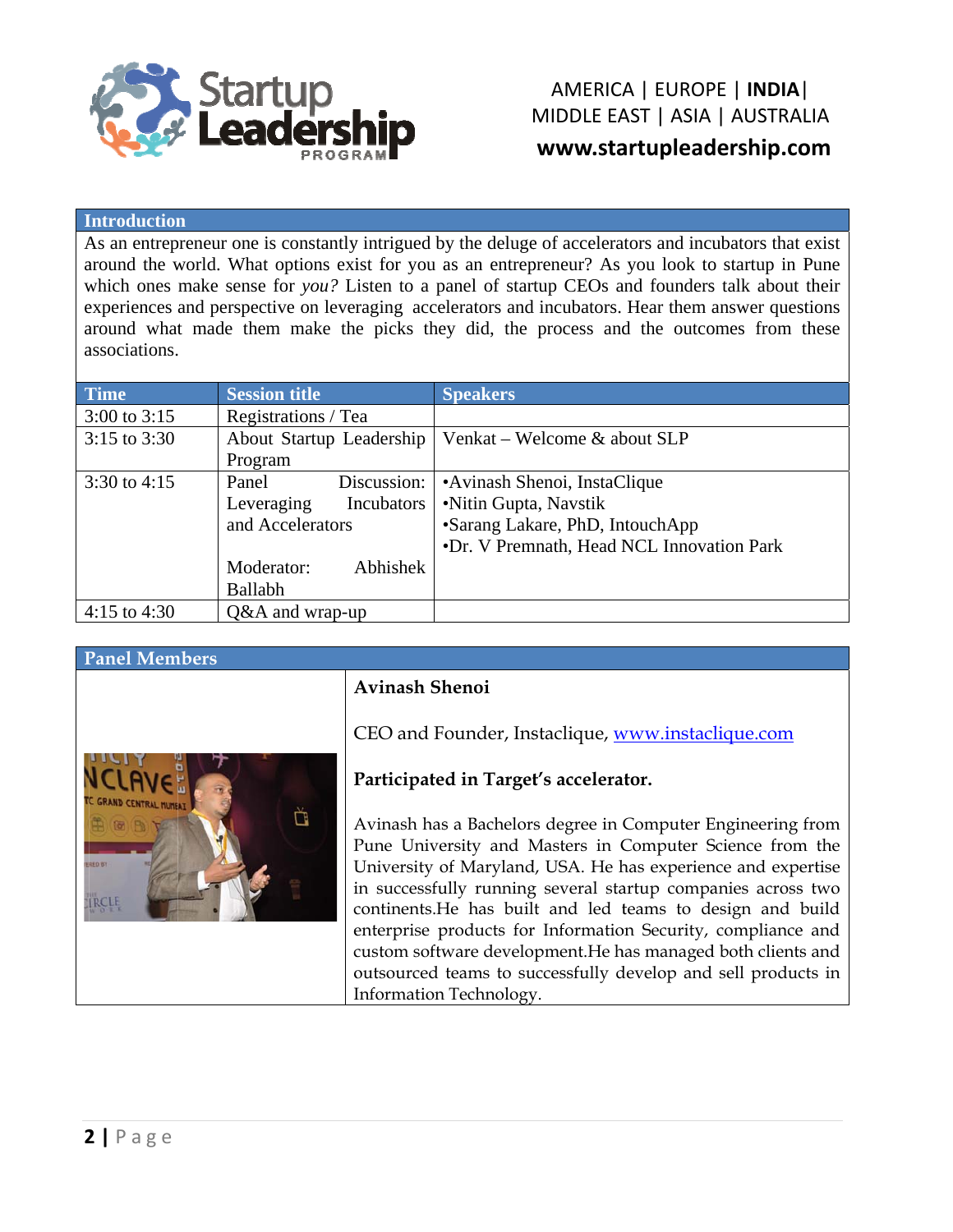## Introduction

As an entrepreneur one is constantly intrigued by the deluge of accelerators and incubators that exist around the world. What options exist for you as an entrepreneur? As you look to startup in Pune which ones make sense for *you?* Listen to a panel of startup CEOs and founders talk about their experiences and perspective on leveraging accelerators and incubators. Hear them answer questions around what made them make the picks they did, the process and the outcomes from these associations.

| Time | Session title | Speakers |
| --- | --- | --- |
| 3:00 to 3:15 | Registrations / Tea | |
| 3:15 to 3:30 | About Startup Leadership Program | Venkat – Welcome & about SLP |
| 3:30 to 4:15 | Panel Discussion: Leveraging Incubators and Accelerators<br><br>Moderator: Abhishek Ballabh | •Avinash Shenoi, InstaClique<br>•Nitin Gupta, Navstik<br>•Sarang Lakare, PhD, IntouchApp<br>•Dr. V Premnath, Head NCL Innovation Park |
| 4:15 to 4:30 | Q&A and wrap-up | |

## Panel Members

**Avinash Shenoi**

CEO and Founder, Instaclique, www.instaclique.com

**Participated in Target's accelerator.**

Avinash has a Bachelors degree in Computer Engineering from Pune University and Masters in Computer Science from the University of Maryland, USA. He has experience and expertise in successfully running several startup companies across two continents.He has built and led teams to design and build enterprise products for Information Security, compliance and custom software development.He has managed both clients and outsourced teams to successfully develop and sell products in Information Technology.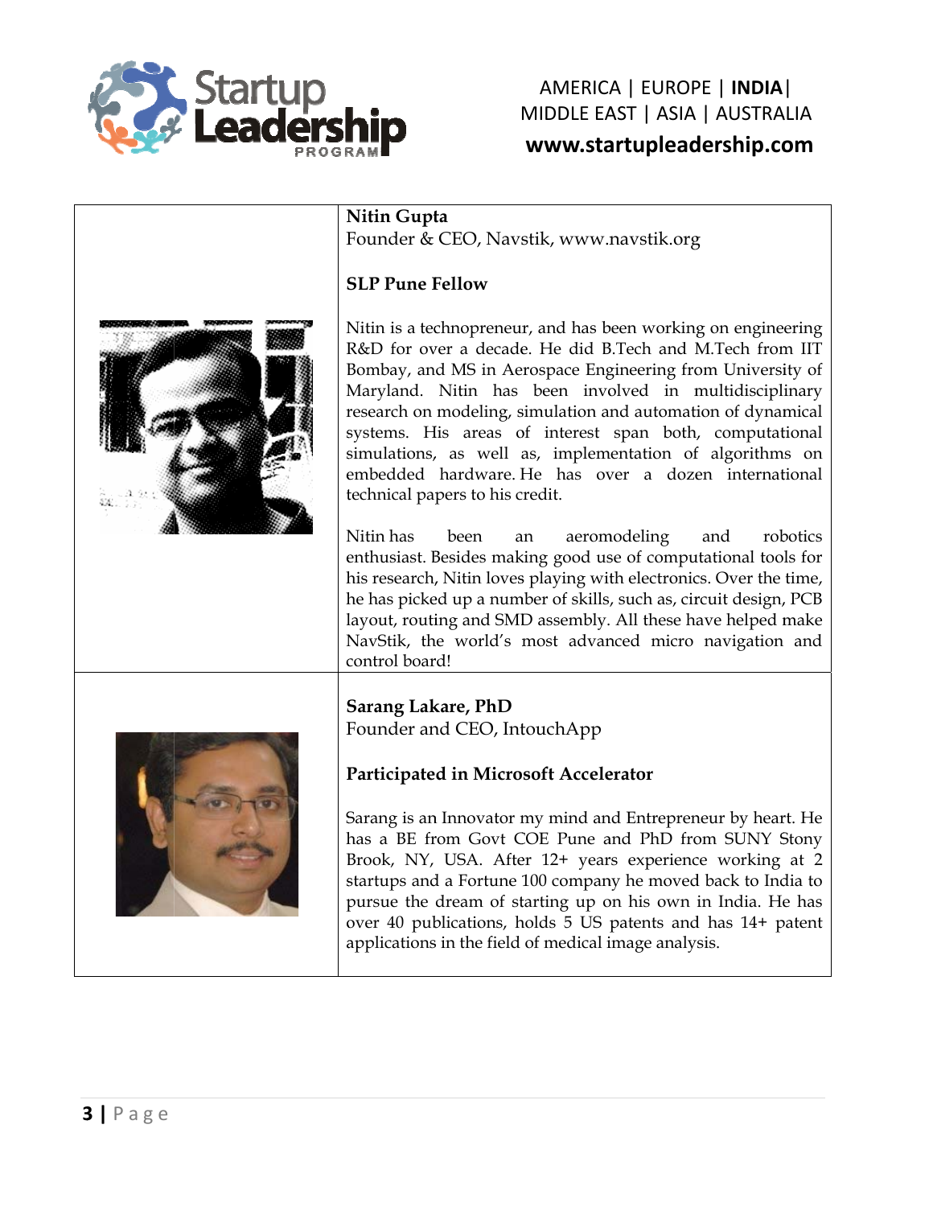**Nitin Gupta**
Founder & CEO, Navstik, www.navstik.org

**SLP Pune Fellow**

Nitin is a technopreneur, and has been working on engineering R&D for over a decade. He did B.Tech and M.Tech from IIT Bombay, and MS in Aerospace Engineering from University of Maryland. Nitin has been involved in multidisciplinary research on modeling, simulation and automation of dynamical systems. His areas of interest span both, computational simulations, as well as, implementation of algorithms on embedded hardware. He has over a dozen international technical papers to his credit.

Nitin has been an aeromodeling and robotics enthusiast. Besides making good use of computational tools for his research, Nitin loves playing with electronics. Over the time, he has picked up a number of skills, such as, circuit design, PCB layout, routing and SMD assembly. All these have helped make NavStik, the world's most advanced micro navigation and control board!

**Sarang Lakare, PhD**
Founder and CEO, IntouchApp

**Participated in Microsoft Accelerator**

Sarang is an Innovator my mind and Entrepreneur by heart. He has a BE from Govt COE Pune and PhD from SUNY Stony Brook, NY, USA. After 12+ years experience working at 2 startups and a Fortune 100 company he moved back to India to pursue the dream of starting up on his own in India. He has over 40 publications, holds 5 US patents and has 14+ patent applications in the field of medical image analysis.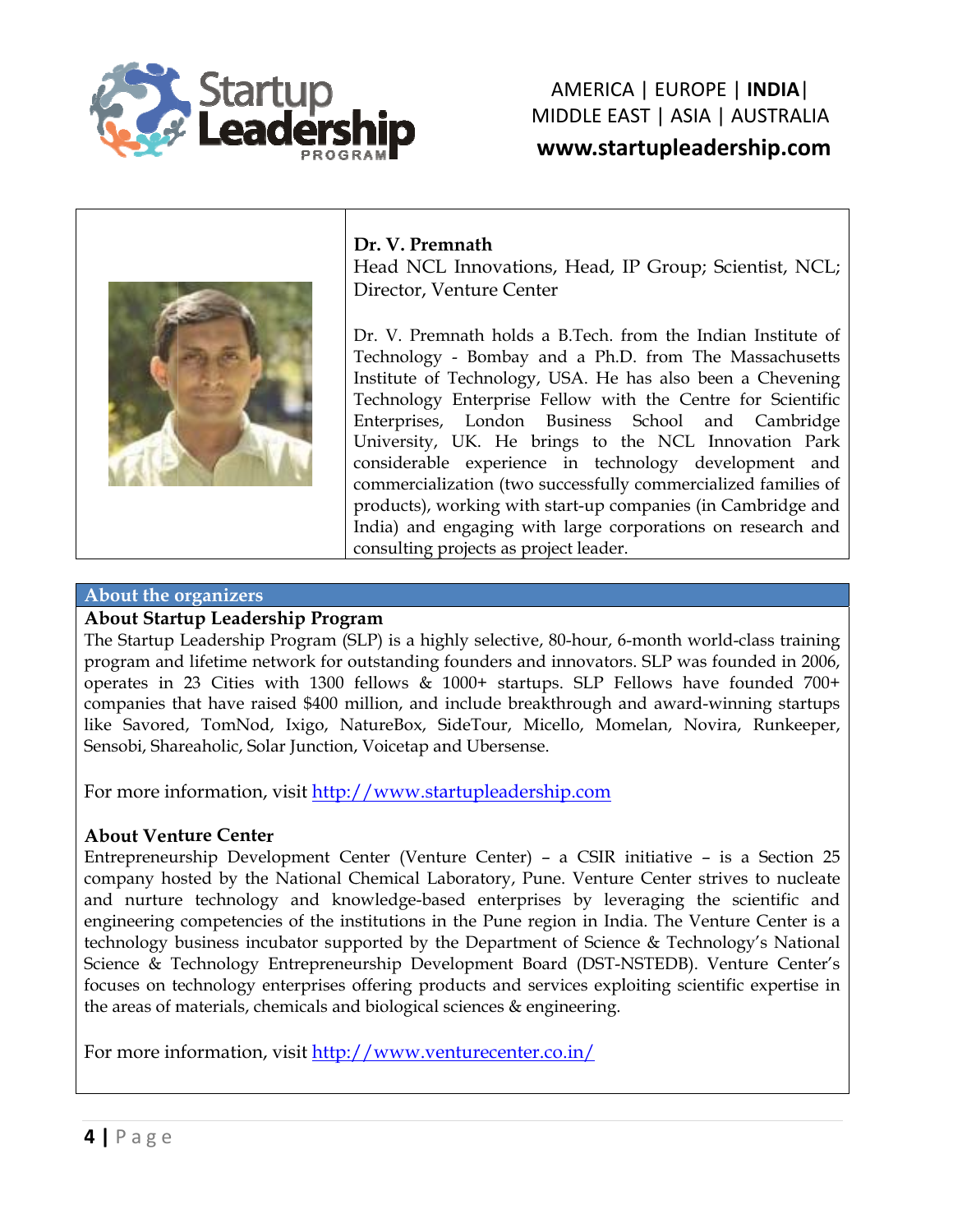**Dr. V. Premnath**
Head NCL Innovations, Head, IP Group; Scientist, NCL; Director, Venture Center

Dr. V. Premnath holds a B.Tech. from the Indian Institute of Technology - Bombay and a Ph.D. from The Massachusetts Institute of Technology, USA. He has also been a Chevening Technology Enterprise Fellow with the Centre for Scientific Enterprises, London Business School and Cambridge University, UK. He brings to the NCL Innovation Park considerable experience in technology development and commercialization (two successfully commercialized families of products), working with start-up companies (in Cambridge and India) and engaging with large corporations on research and consulting projects as project leader.

## About the organizers

### About Startup Leadership Program

The Startup Leadership Program (SLP) is a highly selective, 80-hour, 6-month world-class training program and lifetime network for outstanding founders and innovators. SLP was founded in 2006, operates in 23 Cities with 1300 fellows & 1000+ startups. SLP Fellows have founded 700+ companies that have raised $400 million, and include breakthrough and award-winning startups like Savored, TomNod, Ixigo, NatureBox, SideTour, Micello, Momelan, Novira, Runkeeper, Sensobi, Shareaholic, Solar Junction, Voicetap and Ubersense.

For more information, visit [http://www.startupleadership.com](http://www.startupleadership.com)

### About Venture Center

Entrepreneurship Development Center (Venture Center) – a CSIR initiative – is a Section 25 company hosted by the National Chemical Laboratory, Pune. Venture Center strives to nucleate and nurture technology and knowledge-based enterprises by leveraging the scientific and engineering competencies of the institutions in the Pune region in India. The Venture Center is a technology business incubator supported by the Department of Science & Technology's National Science & Technology Entrepreneurship Development Board (DST-NSTEDB). Venture Center's focuses on technology enterprises offering products and services exploiting scientific expertise in the areas of materials, chemicals and biological sciences & engineering.

For more information, visit [http://www.venturecenter.co.in/](http://www.venturecenter.co.in/)